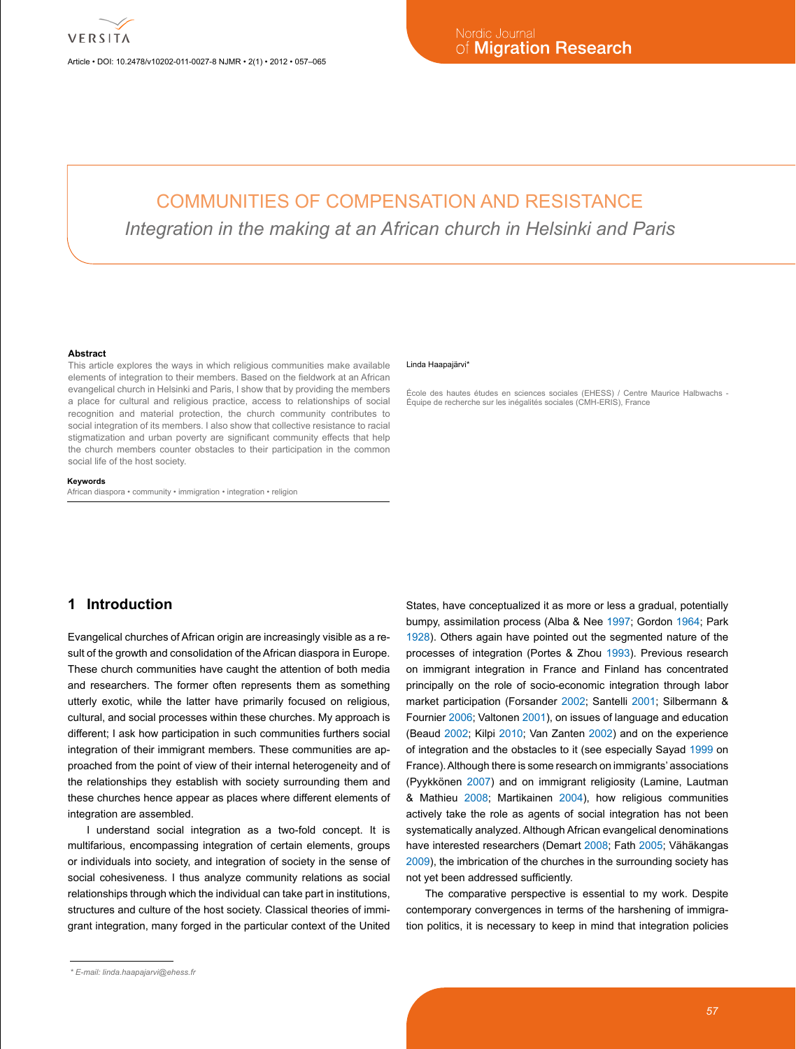# COMMUNITIES OF COMPENSATION AND RESISTANCE

*Integration in the making at an African church in Helsinki and Paris*

Linda Haapajärvi*

École des hautes études en sciences sociales (EHESS) / Centre Maurice Halbwachs - Équipe de recherche sur les inégalités sociales (CMH-ERIS), France

**Abstract**

This article explores the ways in which religious communities make available elements of integration to their members. Based on the fieldwork at an African evangelical church in Helsinki and Paris, I show that by providing the members a place for cultural and religious practice, access to relationships of social recognition and material protection, the church community contributes to social integration of its members. I also show that collective resistance to racial stigmatization and urban poverty are significant community effects that help the church members counter obstacles to their participation in the common social life of the host society.

**Keywords**

African diaspora • community • immigration • integration • religion

## 1 Introduction

Evangelical churches of African origin are increasingly visible as a result of the growth and consolidation of the African diaspora in Europe. These church communities have caught the attention of both media and researchers. The former often represents them as something utterly exotic, while the latter have primarily focused on religious, cultural, and social processes within these churches. My approach is different; I ask how participation in such communities furthers social integration of their immigrant members. These communities are approached from the point of view of their internal heterogeneity and of the relationships they establish with society surrounding them and these churches hence appear as places where different elements of integration are assembled.

I understand social integration as a two-fold concept. It is multifarious, encompassing integration of certain elements, groups or individuals into society, and integration of society in the sense of social cohesiveness. I thus analyze community relations as social relationships through which the individual can take part in institutions, structures and culture of the host society. Classical theories of immigrant integration, many forged in the particular context of the United States, have conceptualized it as more or less a gradual, potentially bumpy, assimilation process (Alba & Nee 1997; Gordon 1964; Park 1928). Others again have pointed out the segmented nature of the processes of integration (Portes & Zhou 1993). Previous research on immigrant integration in France and Finland has concentrated principally on the role of socio-economic integration through labor market participation (Forsander 2002; Santelli 2001; Silbermann & Fournier 2006; Valtonen 2001), on issues of language and education (Beaud 2002; Kilpi 2010; Van Zanten 2002) and on the experience of integration and the obstacles to it (see especially Sayad 1999 on France). Although there is some research on immigrants' associations (Pyykkönen 2007) and on immigrant religiosity (Lamine, Lautman & Mathieu 2008; Martikainen 2004), how religious communities actively take the role as agents of social integration has not been systematically analyzed. Although African evangelical denominations have interested researchers (Demart 2008; Fath 2005; Vähäkangas 2009), the imbrication of the churches in the surrounding society has not yet been addressed sufficiently.

The comparative perspective is essential to my work. Despite contemporary convergences in terms of the harshening of immigration politics, it is necessary to keep in mind that integration policies

* E-mail: linda.haapajarvi@ehess.fr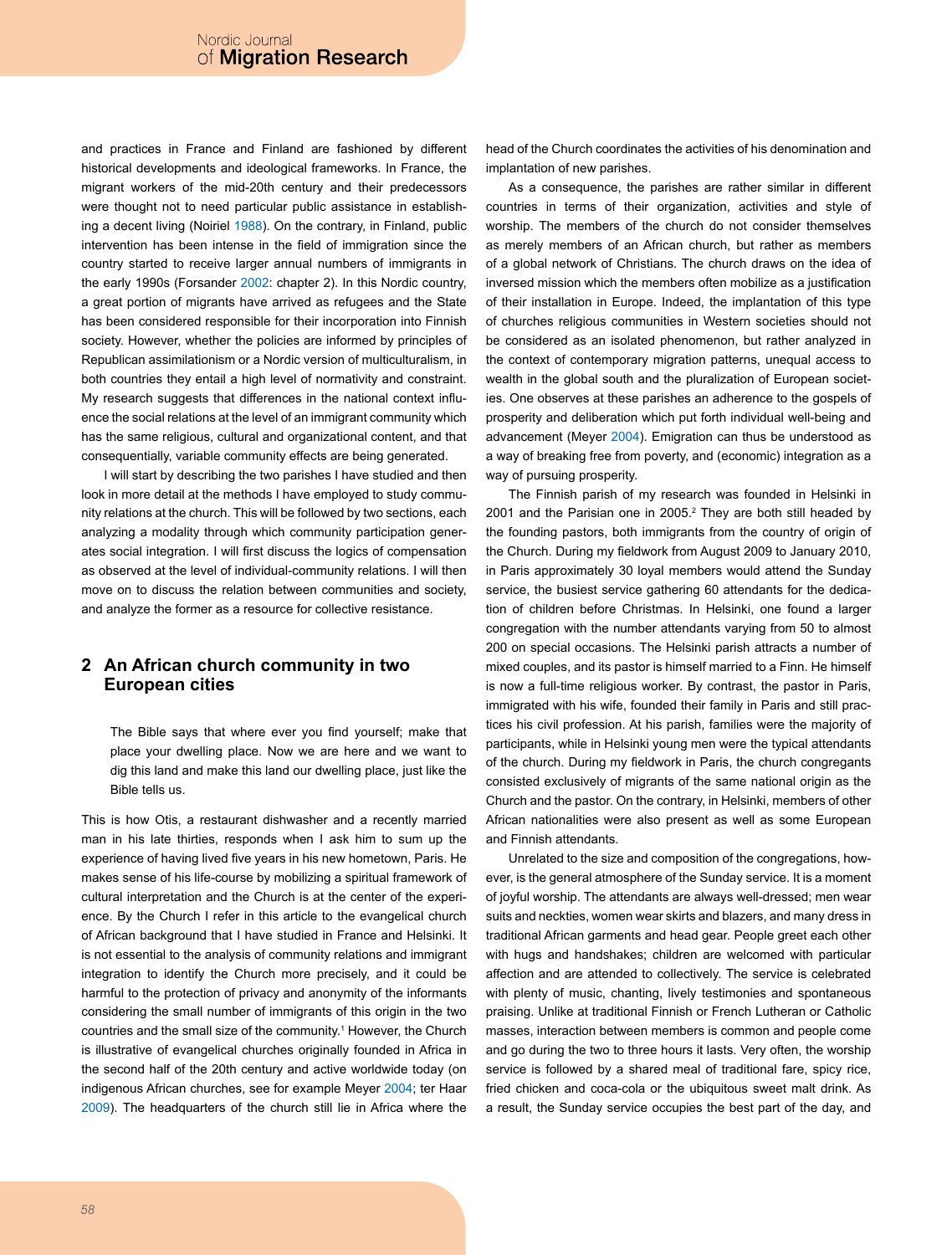and practices in France and Finland are fashioned by different historical developments and ideological frameworks. In France, the migrant workers of the mid-20th century and their predecessors were thought not to need particular public assistance in establishing a decent living (Noiriel 1988). On the contrary, in Finland, public intervention has been intense in the field of immigration since the country started to receive larger annual numbers of immigrants in the early 1990s (Forsander 2002: chapter 2). In this Nordic country, a great portion of migrants have arrived as refugees and the State has been considered responsible for their incorporation into Finnish society. However, whether the policies are informed by principles of Republican assimilationism or a Nordic version of multiculturalism, in both countries they entail a high level of normativity and constraint. My research suggests that differences in the national context influence the social relations at the level of an immigrant community which has the same religious, cultural and organizational content, and that consequentially, variable community effects are being generated.

I will start by describing the two parishes I have studied and then look in more detail at the methods I have employed to study community relations at the church. This will be followed by two sections, each analyzing a modality through which community participation generates social integration. I will first discuss the logics of compensation as observed at the level of individual-community relations. I will then move on to discuss the relation between communities and society, and analyze the former as a resource for collective resistance.

## 2 An African church community in two European cities

> The Bible says that where ever you find yourself; make that place your dwelling place. Now we are here and we want to dig this land and make this land our dwelling place, just like the Bible tells us.

This is how Otis, a restaurant dishwasher and a recently married man in his late thirties, responds when I ask him to sum up the experience of having lived five years in his new hometown, Paris. He makes sense of his life-course by mobilizing a spiritual framework of cultural interpretation and the Church is at the center of the experience. By the Church I refer in this article to the evangelical church of African background that I have studied in France and Helsinki. It is not essential to the analysis of community relations and immigrant integration to identify the Church more precisely, and it could be harmful to the protection of privacy and anonymity of the informants considering the small number of immigrants of this origin in the two countries and the small size of the community.[1] However, the Church is illustrative of evangelical churches originally founded in Africa in the second half of the 20th century and active worldwide today (on indigenous African churches, see for example Meyer 2004; ter Haar 2009). The headquarters of the church still lie in Africa where the head of the Church coordinates the activities of his denomination and implantation of new parishes.

As a consequence, the parishes are rather similar in different countries in terms of their organization, activities and style of worship. The members of the church do not consider themselves as merely members of an African church, but rather as members of a global network of Christians. The church draws on the idea of inversed mission which the members often mobilize as a justification of their installation in Europe. Indeed, the implantation of this type of churches religious communities in Western societies should not be considered as an isolated phenomenon, but rather analyzed in the context of contemporary migration patterns, unequal access to wealth in the global south and the pluralization of European societies. One observes at these parishes an adherence to the gospels of prosperity and deliberation which put forth individual well-being and advancement (Meyer 2004). Emigration can thus be understood as a way of breaking free from poverty, and (economic) integration as a way of pursuing prosperity.

The Finnish parish of my research was founded in Helsinki in 2001 and the Parisian one in 2005.[2] They are both still headed by the founding pastors, both immigrants from the country of origin of the Church. During my fieldwork from August 2009 to January 2010, in Paris approximately 30 loyal members would attend the Sunday service, the busiest service gathering 60 attendants for the dedication of children before Christmas. In Helsinki, one found a larger congregation with the number attendants varying from 50 to almost 200 on special occasions. The Helsinki parish attracts a number of mixed couples, and its pastor is himself married to a Finn. He himself is now a full-time religious worker. By contrast, the pastor in Paris, immigrated with his wife, founded their family in Paris and still practices his civil profession. At his parish, families were the majority of participants, while in Helsinki young men were the typical attendants of the church. During my fieldwork in Paris, the church congregants consisted exclusively of migrants of the same national origin as the Church and the pastor. On the contrary, in Helsinki, members of other African nationalities were also present as well as some European and Finnish attendants.

Unrelated to the size and composition of the congregations, however, is the general atmosphere of the Sunday service. It is a moment of joyful worship. The attendants are always well-dressed; men wear suits and neckties, women wear skirts and blazers, and many dress in traditional African garments and head gear. People greet each other with hugs and handshakes; children are welcomed with particular affection and are attended to collectively. The service is celebrated with plenty of music, chanting, lively testimonies and spontaneous praising. Unlike at traditional Finnish or French Lutheran or Catholic masses, interaction between members is common and people come and go during the two to three hours it lasts. Very often, the worship service is followed by a shared meal of traditional fare, spicy rice, fried chicken and coca-cola or the ubiquitous sweet malt drink. As a result, the Sunday service occupies the best part of the day, and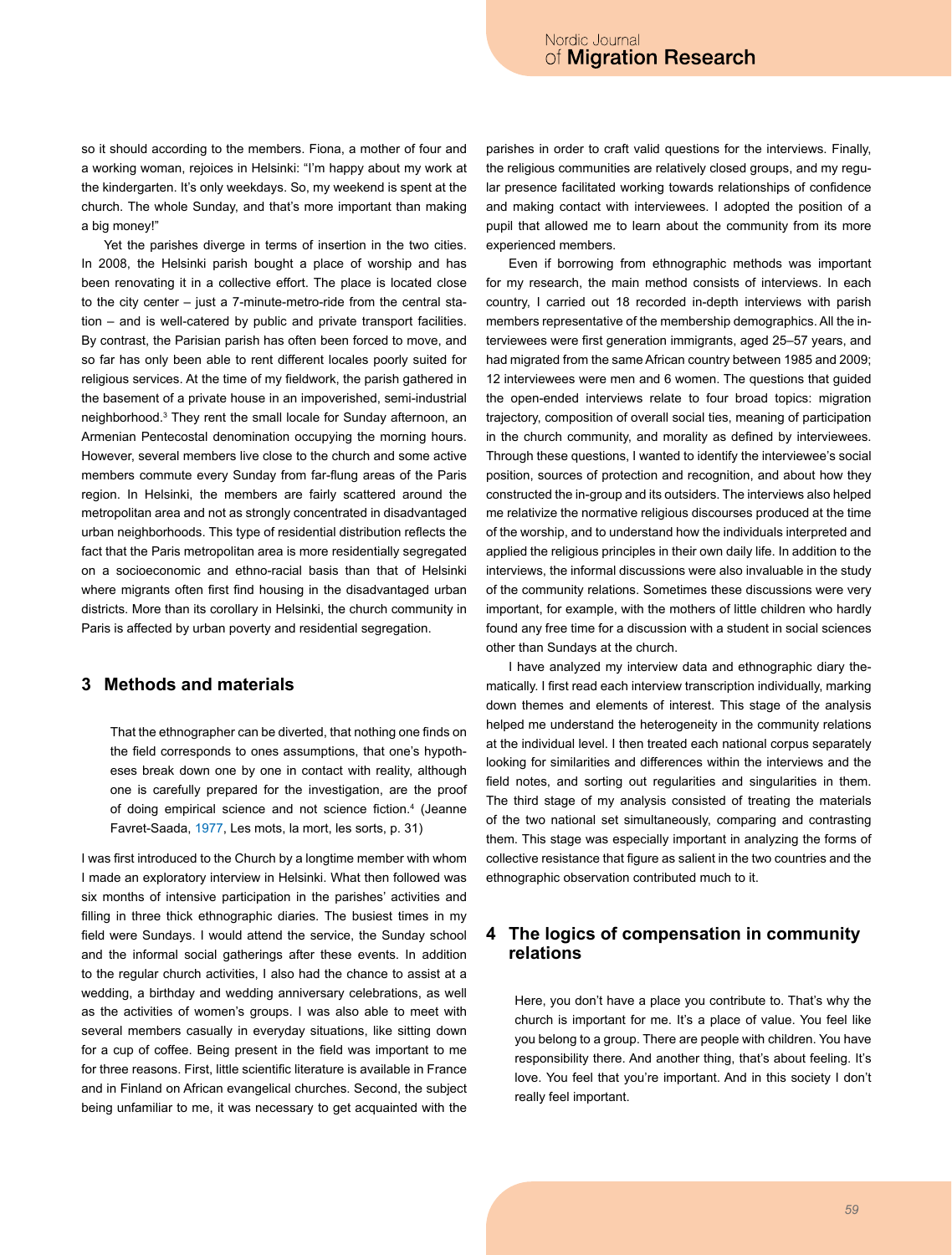so it should according to the members. Fiona, a mother of four and a working woman, rejoices in Helsinki: "I'm happy about my work at the kindergarten. It's only weekdays. So, my weekend is spent at the church. The whole Sunday, and that's more important than making a big money!"

Yet the parishes diverge in terms of insertion in the two cities. In 2008, the Helsinki parish bought a place of worship and has been renovating it in a collective effort. The place is located close to the city center – just a 7-minute-metro-ride from the central station – and is well-catered by public and private transport facilities. By contrast, the Parisian parish has often been forced to move, and so far has only been able to rent different locales poorly suited for religious services. At the time of my fieldwork, the parish gathered in the basement of a private house in an impoverished, semi-industrial neighborhood.[3] They rent the small locale for Sunday afternoon, an Armenian Pentecostal denomination occupying the morning hours. However, several members live close to the church and some active members commute every Sunday from far-flung areas of the Paris region. In Helsinki, the members are fairly scattered around the metropolitan area and not as strongly concentrated in disadvantaged urban neighborhoods. This type of residential distribution reflects the fact that the Paris metropolitan area is more residentially segregated on a socioeconomic and ethno-racial basis than that of Helsinki where migrants often first find housing in the disadvantaged urban districts. More than its corollary in Helsinki, the church community in Paris is affected by urban poverty and residential segregation.

## 3 Methods and materials

> That the ethnographer can be diverted, that nothing one finds on the field corresponds to ones assumptions, that one's hypotheses break down one by one in contact with reality, although one is carefully prepared for the investigation, are the proof of doing empirical science and not science fiction.[4] (Jeanne Favret-Saada, 1977, Les mots, la mort, les sorts, p. 31)

I was first introduced to the Church by a longtime member with whom I made an exploratory interview in Helsinki. What then followed was six months of intensive participation in the parishes' activities and filling in three thick ethnographic diaries. The busiest times in my field were Sundays. I would attend the service, the Sunday school and the informal social gatherings after these events. In addition to the regular church activities, I also had the chance to assist at a wedding, a birthday and wedding anniversary celebrations, as well as the activities of women's groups. I was also able to meet with several members casually in everyday situations, like sitting down for a cup of coffee. Being present in the field was important to me for three reasons. First, little scientific literature is available in France and in Finland on African evangelical churches. Second, the subject being unfamiliar to me, it was necessary to get acquainted with the parishes in order to craft valid questions for the interviews. Finally, the religious communities are relatively closed groups, and my regular presence facilitated working towards relationships of confidence and making contact with interviewees. I adopted the position of a pupil that allowed me to learn about the community from its more experienced members.

Even if borrowing from ethnographic methods was important for my research, the main method consists of interviews. In each country, I carried out 18 recorded in-depth interviews with parish members representative of the membership demographics. All the interviewees were first generation immigrants, aged 25–57 years, and had migrated from the same African country between 1985 and 2009; 12 interviewees were men and 6 women. The questions that guided the open-ended interviews relate to four broad topics: migration trajectory, composition of overall social ties, meaning of participation in the church community, and morality as defined by interviewees. Through these questions, I wanted to identify the interviewee's social position, sources of protection and recognition, and about how they constructed the in-group and its outsiders. The interviews also helped me relativize the normative religious discourses produced at the time of the worship, and to understand how the individuals interpreted and applied the religious principles in their own daily life. In addition to the interviews, the informal discussions were also invaluable in the study of the community relations. Sometimes these discussions were very important, for example, with the mothers of little children who hardly found any free time for a discussion with a student in social sciences other than Sundays at the church.

I have analyzed my interview data and ethnographic diary thematically. I first read each interview transcription individually, marking down themes and elements of interest. This stage of the analysis helped me understand the heterogeneity in the community relations at the individual level. I then treated each national corpus separately looking for similarities and differences within the interviews and the field notes, and sorting out regularities and singularities in them. The third stage of my analysis consisted of treating the materials of the two national set simultaneously, comparing and contrasting them. This stage was especially important in analyzing the forms of collective resistance that figure as salient in the two countries and the ethnographic observation contributed much to it.

## 4 The logics of compensation in community relations

> Here, you don't have a place you contribute to. That's why the church is important for me. It's a place of value. You feel like you belong to a group. There are people with children. You have responsibility there. And another thing, that's about feeling. It's love. You feel that you're important. And in this society I don't really feel important.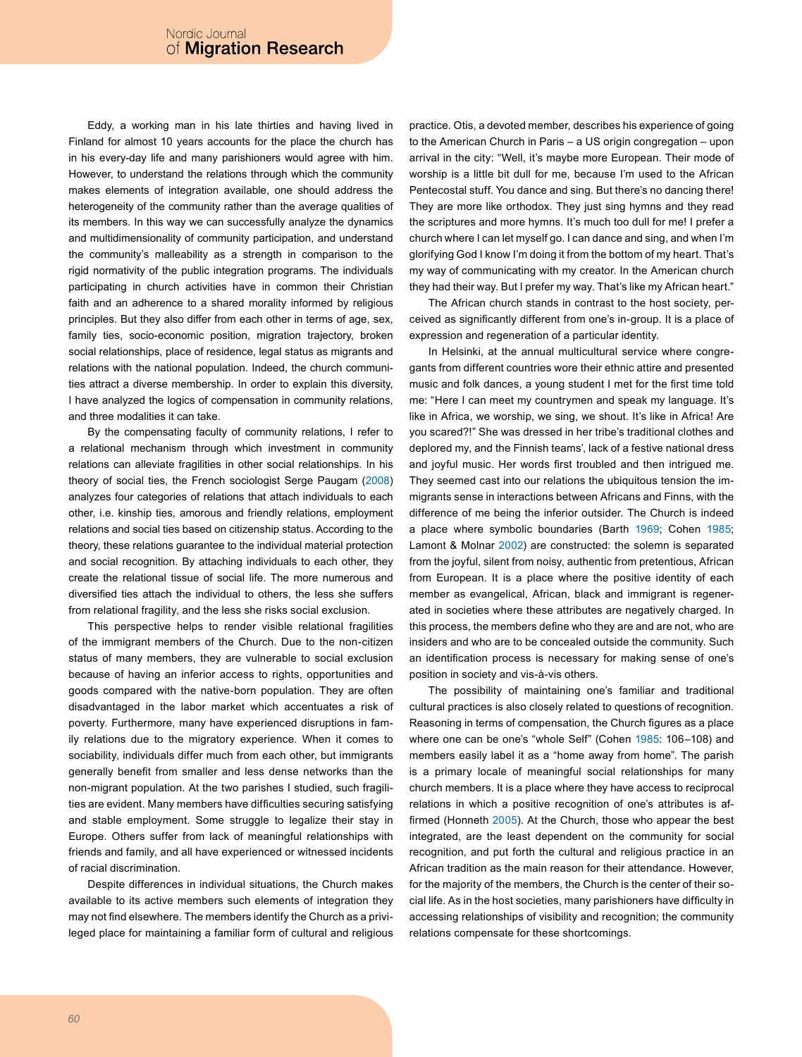Eddy, a working man in his late thirties and having lived in Finland for almost 10 years accounts for the place the church has in his every-day life and many parishioners would agree with him. However, to understand the relations through which the community makes elements of integration available, one should address the heterogeneity of the community rather than the average qualities of its members. In this way we can successfully analyze the dynamics and multidimensionality of community participation, and understand the community's malleability as a strength in comparison to the rigid normativity of the public integration programs. The individuals participating in church activities have in common their Christian faith and an adherence to a shared morality informed by religious principles. But they also differ from each other in terms of age, sex, family ties, socio-economic position, migration trajectory, broken social relationships, place of residence, legal status as migrants and relations with the national population. Indeed, the church communities attract a diverse membership. In order to explain this diversity, I have analyzed the logics of compensation in community relations, and three modalities it can take.

By the compensating faculty of community relations, I refer to a relational mechanism through which investment in community relations can alleviate fragilities in other social relationships. In his theory of social ties, the French sociologist Serge Paugam (2008) analyzes four categories of relations that attach individuals to each other, i.e. kinship ties, amorous and friendly relations, employment relations and social ties based on citizenship status. According to the theory, these relations guarantee to the individual material protection and social recognition. By attaching individuals to each other, they create the relational tissue of social life. The more numerous and diversified ties attach the individual to others, the less she suffers from relational fragility, and the less she risks social exclusion.

This perspective helps to render visible relational fragilities of the immigrant members of the Church. Due to the non-citizen status of many members, they are vulnerable to social exclusion because of having an inferior access to rights, opportunities and goods compared with the native-born population. They are often disadvantaged in the labor market which accentuates a risk of poverty. Furthermore, many have experienced disruptions in family relations due to the migratory experience. When it comes to sociability, individuals differ much from each other, but immigrants generally benefit from smaller and less dense networks than the non-migrant population. At the two parishes I studied, such fragilities are evident. Many members have difficulties securing satisfying and stable employment. Some struggle to legalize their stay in Europe. Others suffer from lack of meaningful relationships with friends and family, and all have experienced or witnessed incidents of racial discrimination.

Despite differences in individual situations, the Church makes available to its active members such elements of integration they may not find elsewhere. The members identify the Church as a privileged place for maintaining a familiar form of cultural and religious practice. Otis, a devoted member, describes his experience of going to the American Church in Paris – a US origin congregation – upon arrival in the city: "Well, it's maybe more European. Their mode of worship is a little bit dull for me, because I'm used to the African Pentecostal stuff. You dance and sing. But there's no dancing there! They are more like orthodox. They just sing hymns and they read the scriptures and more hymns. It's much too dull for me! I prefer a church where I can let myself go. I can dance and sing, and when I'm glorifying God I know I'm doing it from the bottom of my heart. That's my way of communicating with my creator. In the American church they had their way. But I prefer my way. That's like my African heart."

The African church stands in contrast to the host society, perceived as significantly different from one's in-group. It is a place of expression and regeneration of a particular identity.

In Helsinki, at the annual multicultural service where congregants from different countries wore their ethnic attire and presented music and folk dances, a young student I met for the first time told me: "Here I can meet my countrymen and speak my language. It's like in Africa, we worship, we sing, we shout. It's like in Africa! Are you scared?!" She was dressed in her tribe's traditional clothes and deplored my, and the Finnish teams', lack of a festive national dress and joyful music. Her words first troubled and then intrigued me. They seemed cast into our relations the ubiquitous tension the immigrants sense in interactions between Africans and Finns, with the difference of me being the inferior outsider. The Church is indeed a place where symbolic boundaries (Barth 1969; Cohen 1985; Lamont & Molnar 2002) are constructed: the solemn is separated from the joyful, silent from noisy, authentic from pretentious, African from European. It is a place where the positive identity of each member as evangelical, African, black and immigrant is regenerated in societies where these attributes are negatively charged. In this process, the members define who they are and are not, who are insiders and who are to be concealed outside the community. Such an identification process is necessary for making sense of one's position in society and vis-à-vis others.

The possibility of maintaining one's familiar and traditional cultural practices is also closely related to questions of recognition. Reasoning in terms of compensation, the Church figures as a place where one can be one's "whole Self" (Cohen 1985: 106–108) and members easily label it as a "home away from home". The parish is a primary locale of meaningful social relationships for many church members. It is a place where they have access to reciprocal relations in which a positive recognition of one's attributes is affirmed (Honneth 2005). At the Church, those who appear the best integrated, are the least dependent on the community for social recognition, and put forth the cultural and religious practice in an African tradition as the main reason for their attendance. However, for the majority of the members, the Church is the center of their social life. As in the host societies, many parishioners have difficulty in accessing relationships of visibility and recognition; the community relations compensate for these shortcomings.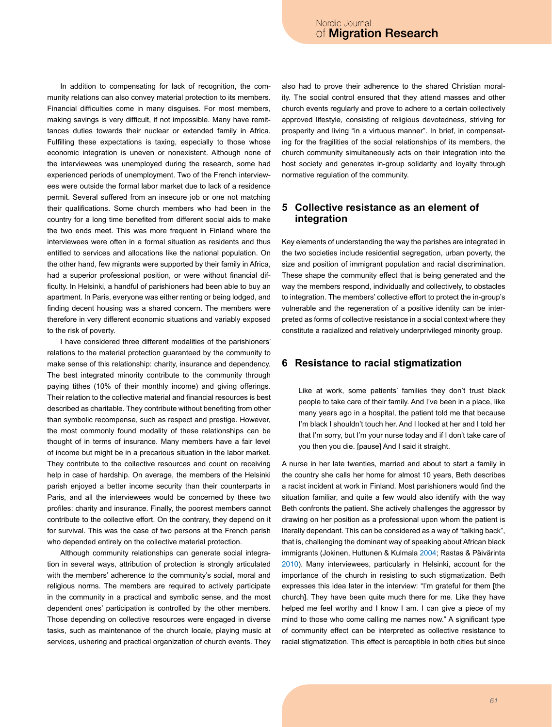In addition to compensating for lack of recognition, the community relations can also convey material protection to its members. Financial difficulties come in many disguises. For most members, making savings is very difficult, if not impossible. Many have remittances duties towards their nuclear or extended family in Africa. Fulfilling these expectations is taxing, especially to those whose economic integration is uneven or nonexistent. Although none of the interviewees was unemployed during the research, some had experienced periods of unemployment. Two of the French interviewees were outside the formal labor market due to lack of a residence permit. Several suffered from an insecure job or one not matching their qualifications. Some church members who had been in the country for a long time benefited from different social aids to make the two ends meet. This was more frequent in Finland where the interviewees were often in a formal situation as residents and thus entitled to services and allocations like the national population. On the other hand, few migrants were supported by their family in Africa, had a superior professional position, or were without financial difficulty. In Helsinki, a handful of parishioners had been able to buy an apartment. In Paris, everyone was either renting or being lodged, and finding decent housing was a shared concern. The members were therefore in very different economic situations and variably exposed to the risk of poverty.

I have considered three different modalities of the parishioners' relations to the material protection guaranteed by the community to make sense of this relationship: charity, insurance and dependency. The best integrated minority contribute to the community through paying tithes (10% of their monthly income) and giving offerings. Their relation to the collective material and financial resources is best described as charitable. They contribute without benefiting from other than symbolic recompense, such as respect and prestige. However, the most commonly found modality of these relationships can be thought of in terms of insurance. Many members have a fair level of income but might be in a precarious situation in the labor market. They contribute to the collective resources and count on receiving help in case of hardship. On average, the members of the Helsinki parish enjoyed a better income security than their counterparts in Paris, and all the interviewees would be concerned by these two profiles: charity and insurance. Finally, the poorest members cannot contribute to the collective effort. On the contrary, they depend on it for survival. This was the case of two persons at the French parish who depended entirely on the collective material protection.

Although community relationships can generate social integration in several ways, attribution of protection is strongly articulated with the members' adherence to the community's social, moral and religious norms. The members are required to actively participate in the community in a practical and symbolic sense, and the most dependent ones' participation is controlled by the other members. Those depending on collective resources were engaged in diverse tasks, such as maintenance of the church locale, playing music at services, ushering and practical organization of church events. They also had to prove their adherence to the shared Christian morality. The social control ensured that they attend masses and other church events regularly and prove to adhere to a certain collectively approved lifestyle, consisting of religious devotedness, striving for prosperity and living "in a virtuous manner". In brief, in compensating for the fragilities of the social relationships of its members, the church community simultaneously acts on their integration into the host society and generates in-group solidarity and loyalty through normative regulation of the community.

## 5 Collective resistance as an element of integration

Key elements of understanding the way the parishes are integrated in the two societies include residential segregation, urban poverty, the size and position of immigrant population and racial discrimination. These shape the community effect that is being generated and the way the members respond, individually and collectively, to obstacles to integration. The members' collective effort to protect the in-group's vulnerable and the regeneration of a positive identity can be interpreted as forms of collective resistance in a social context where they constitute a racialized and relatively underprivileged minority group.

## 6 Resistance to racial stigmatization

> Like at work, some patients' families they don't trust black people to take care of their family. And I've been in a place, like many years ago in a hospital, the patient told me that because I'm black I shouldn't touch her. And I looked at her and I told her that I'm sorry, but I'm your nurse today and if I don't take care of you then you die. [pause] And I said it straight.

A nurse in her late twenties, married and about to start a family in the country she calls her home for almost 10 years, Beth describes a racist incident at work in Finland. Most parishioners would find the situation familiar, and quite a few would also identify with the way Beth confronts the patient. She actively challenges the aggressor by drawing on her position as a professional upon whom the patient is literally dependant. This can be considered as a way of "talking back", that is, challenging the dominant way of speaking about African black immigrants (Jokinen, Huttunen & Kulmala 2004; Rastas & Päivärinta 2010). Many interviewees, particularly in Helsinki, account for the importance of the church in resisting to such stigmatization. Beth expresses this idea later in the interview: "I'm grateful for them [the church]. They have been quite much there for me. Like they have helped me feel worthy and I know I am. I can give a piece of my mind to those who come calling me names now." A significant type of community effect can be interpreted as collective resistance to racial stigmatization. This effect is perceptible in both cities but since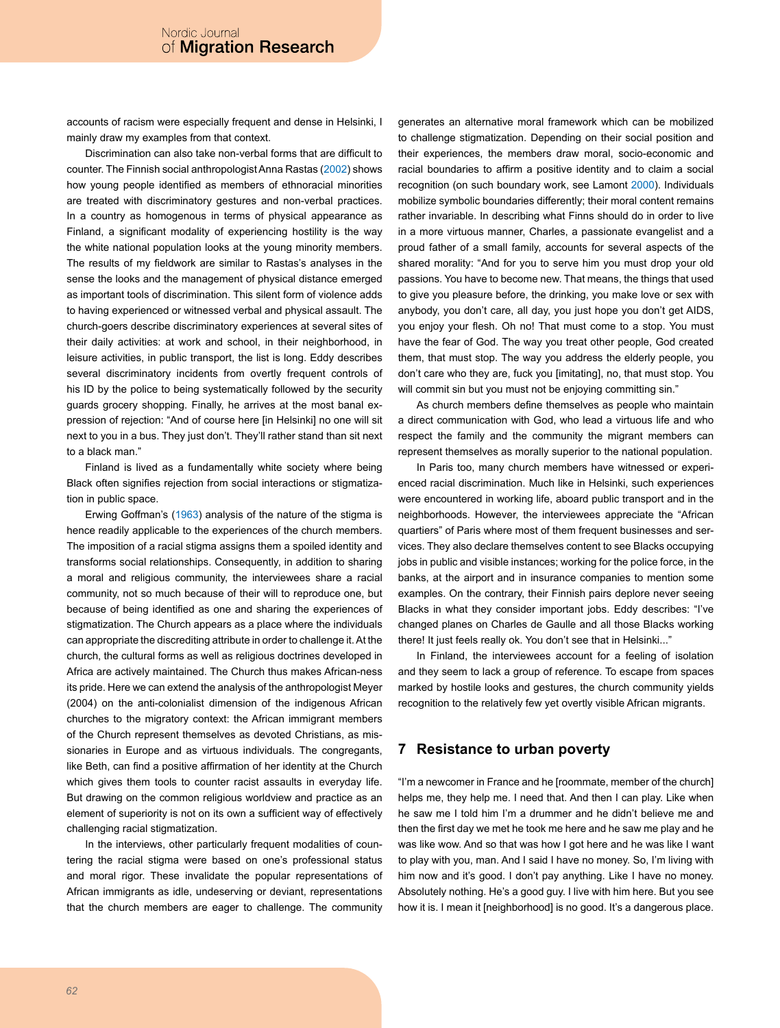accounts of racism were especially frequent and dense in Helsinki, I mainly draw my examples from that context.

Discrimination can also take non-verbal forms that are difficult to counter. The Finnish social anthropologist Anna Rastas (2002) shows how young people identified as members of ethnoracial minorities are treated with discriminatory gestures and non-verbal practices. In a country as homogenous in terms of physical appearance as Finland, a significant modality of experiencing hostility is the way the white national population looks at the young minority members. The results of my fieldwork are similar to Rastas's analyses in the sense the looks and the management of physical distance emerged as important tools of discrimination. This silent form of violence adds to having experienced or witnessed verbal and physical assault. The church-goers describe discriminatory experiences at several sites of their daily activities: at work and school, in their neighborhood, in leisure activities, in public transport, the list is long. Eddy describes several discriminatory incidents from overtly frequent controls of his ID by the police to being systematically followed by the security guards grocery shopping. Finally, he arrives at the most banal expression of rejection: "And of course here [in Helsinki] no one will sit next to you in a bus. They just don't. They'll rather stand than sit next to a black man."

Finland is lived as a fundamentally white society where being Black often signifies rejection from social interactions or stigmatization in public space.

Erwing Goffman's (1963) analysis of the nature of the stigma is hence readily applicable to the experiences of the church members. The imposition of a racial stigma assigns them a spoiled identity and transforms social relationships. Consequently, in addition to sharing a moral and religious community, the interviewees share a racial community, not so much because of their will to reproduce one, but because of being identified as one and sharing the experiences of stigmatization. The Church appears as a place where the individuals can appropriate the discrediting attribute in order to challenge it. At the church, the cultural forms as well as religious doctrines developed in Africa are actively maintained. The Church thus makes African-ness its pride. Here we can extend the analysis of the anthropologist Meyer (2004) on the anti-colonialist dimension of the indigenous African churches to the migratory context: the African immigrant members of the Church represent themselves as devoted Christians, as missionaries in Europe and as virtuous individuals. The congregants, like Beth, can find a positive affirmation of her identity at the Church which gives them tools to counter racist assaults in everyday life. But drawing on the common religious worldview and practice as an element of superiority is not on its own a sufficient way of effectively challenging racial stigmatization.

In the interviews, other particularly frequent modalities of countering the racial stigma were based on one's professional status and moral rigor. These invalidate the popular representations of African immigrants as idle, undeserving or deviant, representations that the church members are eager to challenge. The community generates an alternative moral framework which can be mobilized to challenge stigmatization. Depending on their social position and their experiences, the members draw moral, socio-economic and racial boundaries to affirm a positive identity and to claim a social recognition (on such boundary work, see Lamont 2000). Individuals mobilize symbolic boundaries differently; their moral content remains rather invariable. In describing what Finns should do in order to live in a more virtuous manner, Charles, a passionate evangelist and a proud father of a small family, accounts for several aspects of the shared morality: "And for you to serve him you must drop your old passions. You have to become new. That means, the things that used to give you pleasure before, the drinking, you make love or sex with anybody, you don't care, all day, you just hope you don't get AIDS, you enjoy your flesh. Oh no! That must come to a stop. You must have the fear of God. The way you treat other people, God created them, that must stop. The way you address the elderly people, you don't care who they are, fuck you [imitating], no, that must stop. You will commit sin but you must not be enjoying committing sin."

As church members define themselves as people who maintain a direct communication with God, who lead a virtuous life and who respect the family and the community the migrant members can represent themselves as morally superior to the national population.

In Paris too, many church members have witnessed or experienced racial discrimination. Much like in Helsinki, such experiences were encountered in working life, aboard public transport and in the neighborhoods. However, the interviewees appreciate the "African quartiers" of Paris where most of them frequent businesses and services. They also declare themselves content to see Blacks occupying jobs in public and visible instances; working for the police force, in the banks, at the airport and in insurance companies to mention some examples. On the contrary, their Finnish pairs deplore never seeing Blacks in what they consider important jobs. Eddy describes: "I've changed planes on Charles de Gaulle and all those Blacks working there! It just feels really ok. You don't see that in Helsinki..."

In Finland, the interviewees account for a feeling of isolation and they seem to lack a group of reference. To escape from spaces marked by hostile looks and gestures, the church community yields recognition to the relatively few yet overtly visible African migrants.

## 7 Resistance to urban poverty

"I'm a newcomer in France and he [roommate, member of the church] helps me, they help me. I need that. And then I can play. Like when he saw me I told him I'm a drummer and he didn't believe me and then the first day we met he took me here and he saw me play and he was like wow. And so that was how I got here and he was like I want to play with you, man. And I said I have no money. So, I'm living with him now and it's good. I don't pay anything. Like I have no money. Absolutely nothing. He's a good guy. I live with him here. But you see how it is. I mean it [neighborhood] is no good. It's a dangerous place.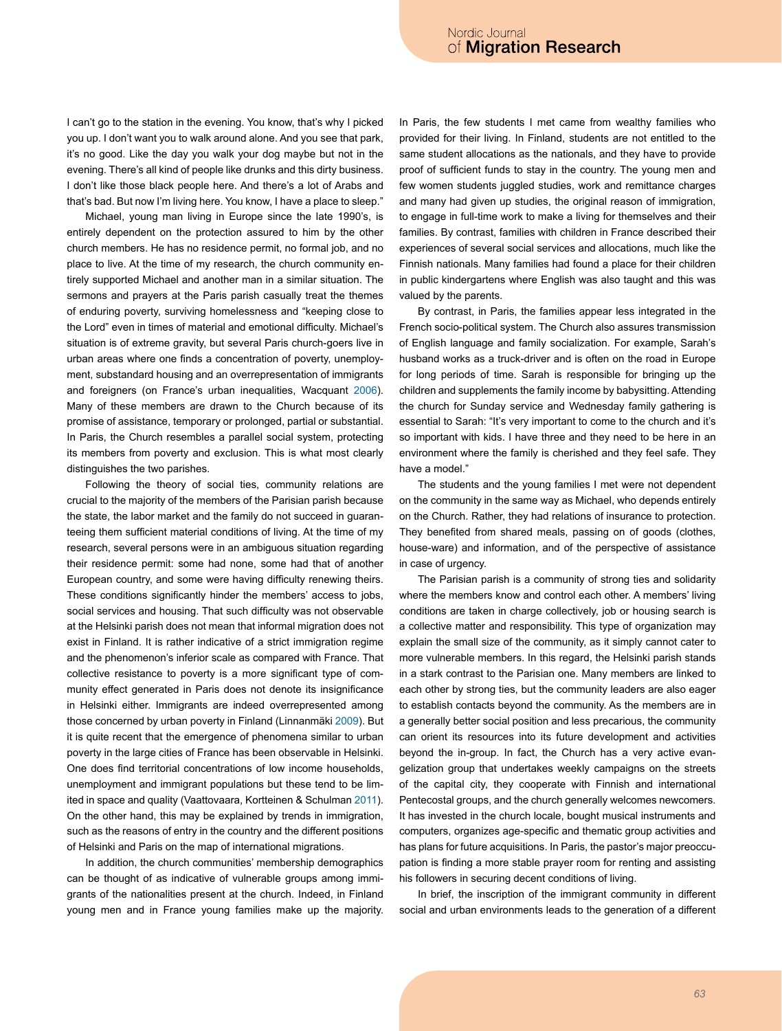I can't go to the station in the evening. You know, that's why I picked you up. I don't want you to walk around alone. And you see that park, it's no good. Like the day you walk your dog maybe but not in the evening. There's all kind of people like drunks and this dirty business. I don't like those black people here. And there's a lot of Arabs and that's bad. But now I'm living here. You know, I have a place to sleep."

Michael, young man living in Europe since the late 1990's, is entirely dependent on the protection assured to him by the other church members. He has no residence permit, no formal job, and no place to live. At the time of my research, the church community entirely supported Michael and another man in a similar situation. The sermons and prayers at the Paris parish casually treat the themes of enduring poverty, surviving homelessness and "keeping close to the Lord" even in times of material and emotional difficulty. Michael's situation is of extreme gravity, but several Paris church-goers live in urban areas where one finds a concentration of poverty, unemployment, substandard housing and an overrepresentation of immigrants and foreigners (on France's urban inequalities, Wacquant 2006). Many of these members are drawn to the Church because of its promise of assistance, temporary or prolonged, partial or substantial. In Paris, the Church resembles a parallel social system, protecting its members from poverty and exclusion. This is what most clearly distinguishes the two parishes.

Following the theory of social ties, community relations are crucial to the majority of the members of the Parisian parish because the state, the labor market and the family do not succeed in guaranteeing them sufficient material conditions of living. At the time of my research, several persons were in an ambiguous situation regarding their residence permit: some had none, some had that of another European country, and some were having difficulty renewing theirs. These conditions significantly hinder the members' access to jobs, social services and housing. That such difficulty was not observable at the Helsinki parish does not mean that informal migration does not exist in Finland. It is rather indicative of a strict immigration regime and the phenomenon's inferior scale as compared with France. That collective resistance to poverty is a more significant type of community effect generated in Paris does not denote its insignificance in Helsinki either. Immigrants are indeed overrepresented among those concerned by urban poverty in Finland (Linnanmäki 2009). But it is quite recent that the emergence of phenomena similar to urban poverty in the large cities of France has been observable in Helsinki. One does find territorial concentrations of low income households, unemployment and immigrant populations but these tend to be limited in space and quality (Vaattovaara, Kortteinen & Schulman 2011). On the other hand, this may be explained by trends in immigration, such as the reasons of entry in the country and the different positions of Helsinki and Paris on the map of international migrations.

In addition, the church communities' membership demographics can be thought of as indicative of vulnerable groups among immigrants of the nationalities present at the church. Indeed, in Finland young men and in France young families make up the majority. In Paris, the few students I met came from wealthy families who provided for their living. In Finland, students are not entitled to the same student allocations as the nationals, and they have to provide proof of sufficient funds to stay in the country. The young men and few women students juggled studies, work and remittance charges and many had given up studies, the original reason of immigration, to engage in full-time work to make a living for themselves and their families. By contrast, families with children in France described their experiences of several social services and allocations, much like the Finnish nationals. Many families had found a place for their children in public kindergartens where English was also taught and this was valued by the parents.

By contrast, in Paris, the families appear less integrated in the French socio-political system. The Church also assures transmission of English language and family socialization. For example, Sarah's husband works as a truck-driver and is often on the road in Europe for long periods of time. Sarah is responsible for bringing up the children and supplements the family income by babysitting. Attending the church for Sunday service and Wednesday family gathering is essential to Sarah: "It's very important to come to the church and it's so important with kids. I have three and they need to be here in an environment where the family is cherished and they feel safe. They have a model."

The students and the young families I met were not dependent on the community in the same way as Michael, who depends entirely on the Church. Rather, they had relations of insurance to protection. They benefited from shared meals, passing on of goods (clothes, house-ware) and information, and of the perspective of assistance in case of urgency.

The Parisian parish is a community of strong ties and solidarity where the members know and control each other. A members' living conditions are taken in charge collectively, job or housing search is a collective matter and responsibility. This type of organization may explain the small size of the community, as it simply cannot cater to more vulnerable members. In this regard, the Helsinki parish stands in a stark contrast to the Parisian one. Many members are linked to each other by strong ties, but the community leaders are also eager to establish contacts beyond the community. As the members are in a generally better social position and less precarious, the community can orient its resources into its future development and activities beyond the in-group. In fact, the Church has a very active evangelization group that undertakes weekly campaigns on the streets of the capital city, they cooperate with Finnish and international Pentecostal groups, and the church generally welcomes newcomers. It has invested in the church locale, bought musical instruments and computers, organizes age-specific and thematic group activities and has plans for future acquisitions. In Paris, the pastor's major preoccupation is finding a more stable prayer room for renting and assisting his followers in securing decent conditions of living.

In brief, the inscription of the immigrant community in different social and urban environments leads to the generation of a different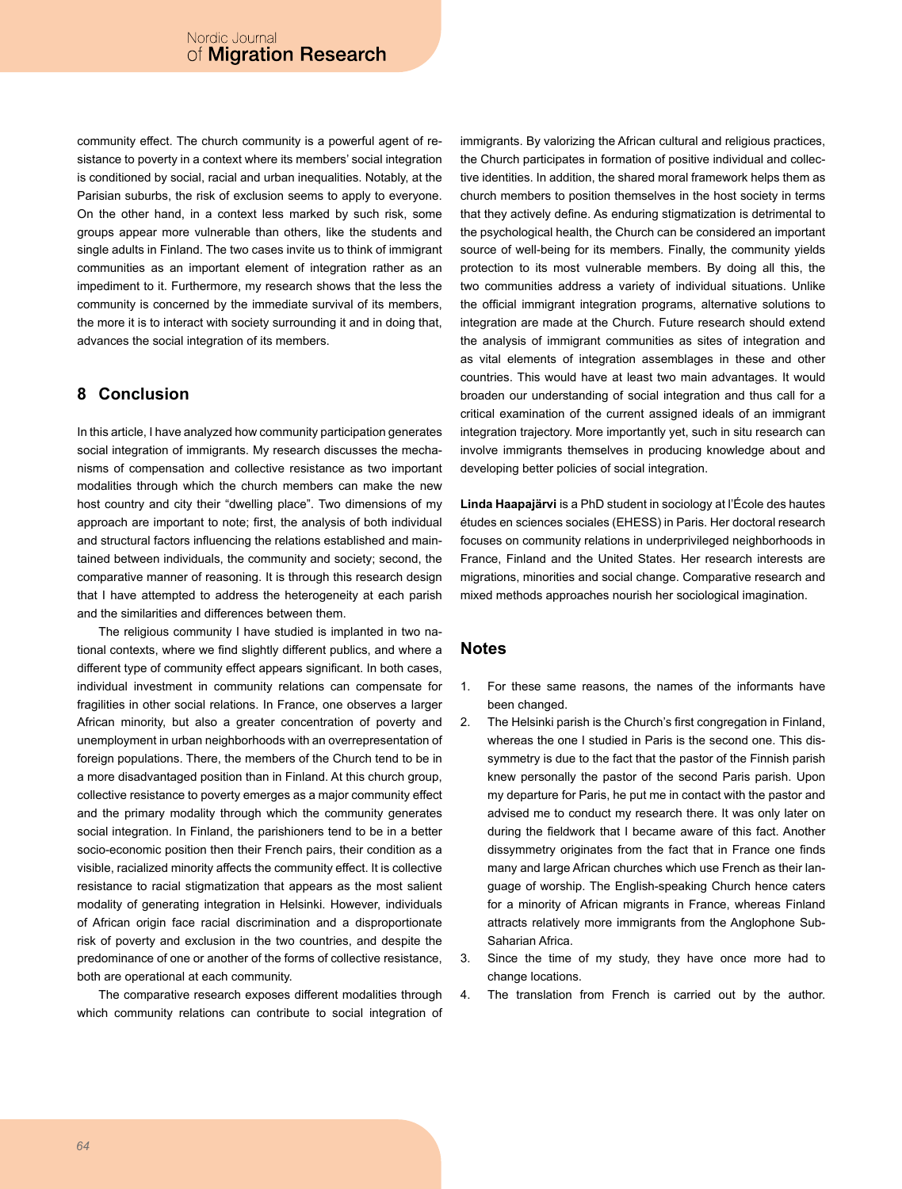community effect. The church community is a powerful agent of resistance to poverty in a context where its members' social integration is conditioned by social, racial and urban inequalities. Notably, at the Parisian suburbs, the risk of exclusion seems to apply to everyone. On the other hand, in a context less marked by such risk, some groups appear more vulnerable than others, like the students and single adults in Finland. The two cases invite us to think of immigrant communities as an important element of integration rather as an impediment to it. Furthermore, my research shows that the less the community is concerned by the immediate survival of its members, the more it is to interact with society surrounding it and in doing that, advances the social integration of its members.

## 8 Conclusion

In this article, I have analyzed how community participation generates social integration of immigrants. My research discusses the mechanisms of compensation and collective resistance as two important modalities through which the church members can make the new host country and city their "dwelling place". Two dimensions of my approach are important to note; first, the analysis of both individual and structural factors influencing the relations established and maintained between individuals, the community and society; second, the comparative manner of reasoning. It is through this research design that I have attempted to address the heterogeneity at each parish and the similarities and differences between them.

The religious community I have studied is implanted in two national contexts, where we find slightly different publics, and where a different type of community effect appears significant. In both cases, individual investment in community relations can compensate for fragilities in other social relations. In France, one observes a larger African minority, but also a greater concentration of poverty and unemployment in urban neighborhoods with an overrepresentation of foreign populations. There, the members of the Church tend to be in a more disadvantaged position than in Finland. At this church group, collective resistance to poverty emerges as a major community effect and the primary modality through which the community generates social integration. In Finland, the parishioners tend to be in a better socio-economic position then their French pairs, their condition as a visible, racialized minority affects the community effect. It is collective resistance to racial stigmatization that appears as the most salient modality of generating integration in Helsinki. However, individuals of African origin face racial discrimination and a disproportionate risk of poverty and exclusion in the two countries, and despite the predominance of one or another of the forms of collective resistance, both are operational at each community.

The comparative research exposes different modalities through which community relations can contribute to social integration of immigrants. By valorizing the African cultural and religious practices, the Church participates in formation of positive individual and collective identities. In addition, the shared moral framework helps them as church members to position themselves in the host society in terms that they actively define. As enduring stigmatization is detrimental to the psychological health, the Church can be considered an important source of well-being for its members. Finally, the community yields protection to its most vulnerable members. By doing all this, the two communities address a variety of individual situations. Unlike the official immigrant integration programs, alternative solutions to integration are made at the Church. Future research should extend the analysis of immigrant communities as sites of integration and as vital elements of integration assemblages in these and other countries. This would have at least two main advantages. It would broaden our understanding of social integration and thus call for a critical examination of the current assigned ideals of an immigrant integration trajectory. More importantly yet, such in situ research can involve immigrants themselves in producing knowledge about and developing better policies of social integration.

**Linda Haapajärvi** is a PhD student in sociology at l'École des hautes études en sciences sociales (EHESS) in Paris. Her doctoral research focuses on community relations in underprivileged neighborhoods in France, Finland and the United States. Her research interests are migrations, minorities and social change. Comparative research and mixed methods approaches nourish her sociological imagination.

## Notes

1. For these same reasons, the names of the informants have been changed.
2. The Helsinki parish is the Church's first congregation in Finland, whereas the one I studied in Paris is the second one. This dissymmetry is due to the fact that the pastor of the Finnish parish knew personally the pastor of the second Paris parish. Upon my departure for Paris, he put me in contact with the pastor and advised me to conduct my research there. It was only later on during the fieldwork that I became aware of this fact. Another dissymmetry originates from the fact that in France one finds many and large African churches which use French as their language of worship. The English-speaking Church hence caters for a minority of African migrants in France, whereas Finland attracts relatively more immigrants from the Anglophone Sub-Saharian Africa.
3. Since the time of my study, they have once more had to change locations.
4. The translation from French is carried out by the author.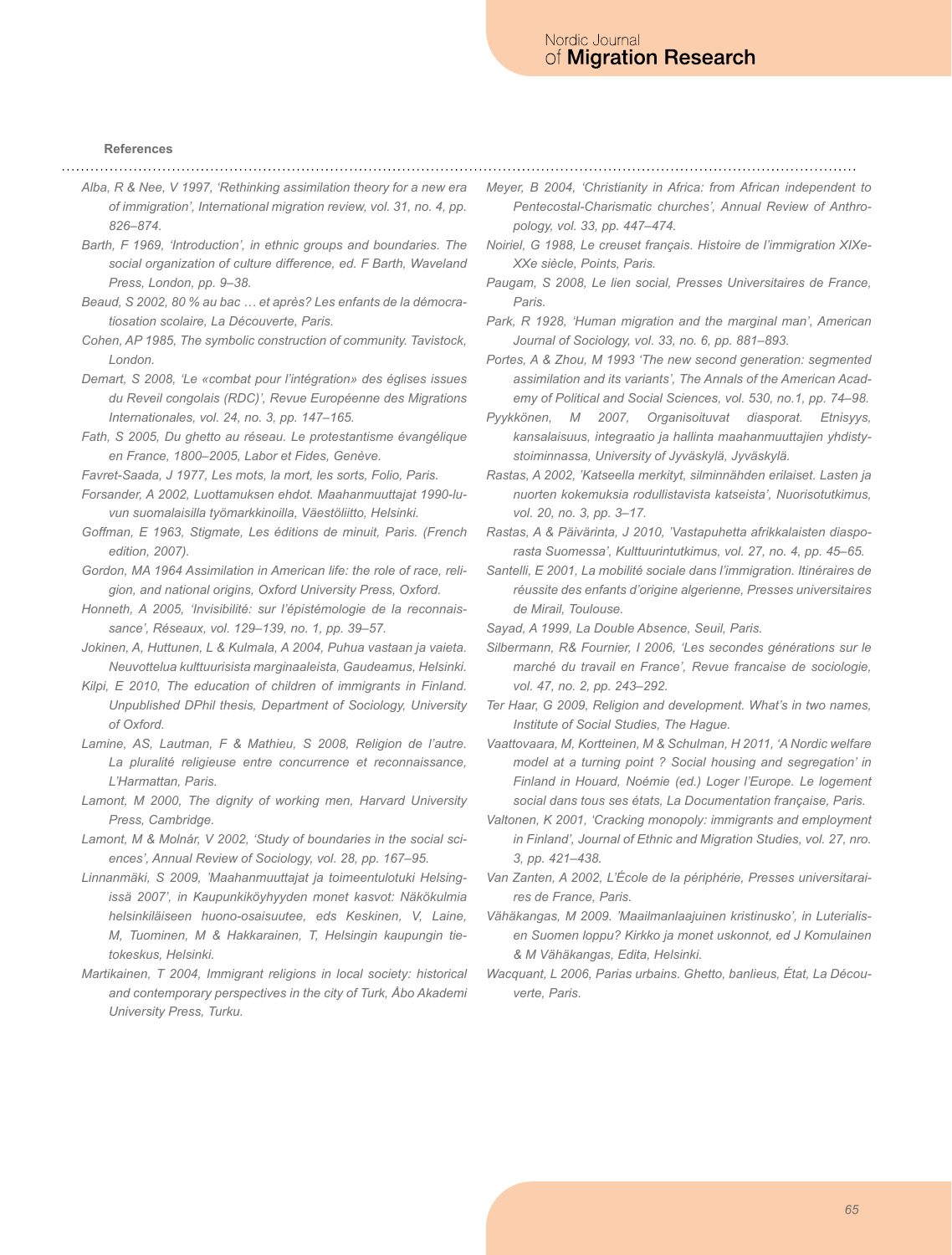**References**

*Alba, R & Nee, V 1997, 'Rethinking assimilation theory for a new era of immigration', International migration review, vol. 31, no. 4, pp. 826–874.*

*Barth, F 1969, 'Introduction', in ethnic groups and boundaries. The social organization of culture difference, ed. F Barth, Waveland Press, London, pp. 9–38.*

*Beaud, S 2002, 80 % au bac … et après? Les enfants de la démocratiosation scolaire, La Découverte, Paris.*

*Cohen, AP 1985, The symbolic construction of community. Tavistock, London.*

*Demart, S 2008, 'Le «combat pour l'intégration» des églises issues du Reveil congolais (RDC)', Revue Européenne des Migrations Internationales, vol. 24, no. 3, pp. 147–165.*

*Fath, S 2005, Du ghetto au réseau. Le protestantisme évangélique en France, 1800–2005, Labor et Fides, Genève.*

*Favret-Saada, J 1977, Les mots, la mort, les sorts, Folio, Paris.*

*Forsander, A 2002, Luottamuksen ehdot. Maahanmuuttajat 1990-luvun suomalaisilla työmarkkinoilla, Väestöliitto, Helsinki.*

*Goffman, E 1963, Stigmate, Les éditions de minuit, Paris. (French edition, 2007).*

*Gordon, MA 1964 Assimilation in American life: the role of race, religion, and national origins, Oxford University Press, Oxford.*

*Honneth, A 2005, 'Invisibilité: sur l'épistémologie de la reconnaissance', Réseaux, vol. 129–139, no. 1, pp. 39–57.*

*Jokinen, A, Huttunen, L & Kulmala, A 2004, Puhua vastaan ja vaieta. Neuvottelua kulttuurisista marginaaleista, Gaudeamus, Helsinki.*

*Kilpi, E 2010, The education of children of immigrants in Finland. Unpublished DPhil thesis, Department of Sociology, University of Oxford.*

*Lamine, AS, Lautman, F & Mathieu, S 2008, Religion de l'autre. La pluralité religieuse entre concurrence et reconnaissance, L'Harmattan, Paris.*

*Lamont, M 2000, The dignity of working men, Harvard University Press, Cambridge.*

*Lamont, M & Molnár, V 2002, 'Study of boundaries in the social sciences', Annual Review of Sociology, vol. 28, pp. 167–95.*

*Linnanmäki, S 2009, 'Maahanmuuttajat ja toimeentulotuki Helsingissä 2007', in Kaupunkiköyhyyden monet kasvot: Näkökulmia helsinkiläiseen huono-osaisuutee, eds Keskinen, V, Laine, M, Tuominen, M & Hakkarainen, T, Helsingin kaupungin tietokeskus, Helsinki.*

*Martikainen, T 2004, Immigrant religions in local society: historical and contemporary perspectives in the city of Turk, Åbo Akademi University Press, Turku.*

*Meyer, B 2004, 'Christianity in Africa: from African independent to Pentecostal-Charismatic churches', Annual Review of Anthropology, vol. 33, pp. 447–474.*

*Noiriel, G 1988, Le creuset français. Histoire de l'immigration XIXe-XXe siècle, Points, Paris.*

*Paugam, S 2008, Le lien social, Presses Universitaires de France, Paris.*

*Park, R 1928, 'Human migration and the marginal man', American Journal of Sociology, vol. 33, no. 6, pp. 881–893.*

*Portes, A & Zhou, M 1993 'The new second generation: segmented assimilation and its variants', The Annals of the American Academy of Political and Social Sciences, vol. 530, no.1, pp. 74–98.*

*Pyykkönen, M 2007, Organisoituvat diasporat. Etnisyys, kansalaisuus, integraatio ja hallinta maahanmuuttajien yhdistystoiminnassa, University of Jyväskylä, Jyväskylä.*

*Rastas, A 2002, 'Katseella merkityt, silminnähden erilaiset. Lasten ja nuorten kokemuksia rodullistavista katseista', Nuorisotutkimus, vol. 20, no. 3, pp. 3–17.*

*Rastas, A & Päivärinta, J 2010, 'Vastapuhetta afrikkalaisten diasporasta Suomessa', Kulttuurintutkimus, vol. 27, no. 4, pp. 45–65.*

*Santelli, E 2001, La mobilité sociale dans l'immigration. Itinéraires de réussite des enfants d'origine algerienne, Presses universitaires de Mirail, Toulouse.*

*Sayad, A 1999, La Double Absence, Seuil, Paris.*

*Silbermann, R& Fournier, I 2006, 'Les secondes générations sur le marché du travail en France', Revue francaise de sociologie, vol. 47, no. 2, pp. 243–292.*

*Ter Haar, G 2009, Religion and development. What's in two names, Institute of Social Studies, The Hague.*

*Vaattovaara, M, Kortteinen, M & Schulman, H 2011, 'A Nordic welfare model at a turning point ? Social housing and segregation' in Finland in Houard, Noémie (ed.) Loger l'Europe. Le logement social dans tous ses états, La Documentation française, Paris.*

*Valtonen, K 2001, 'Cracking monopoly: immigrants and employment in Finland', Journal of Ethnic and Migration Studies, vol. 27, nro. 3, pp. 421–438.*

*Van Zanten, A 2002, L'École de la périphérie, Presses universitaraires de France, Paris.*

*Vähäkangas, M 2009. 'Maailmanlaajuinen kristinusko', in Luterialisen Suomen loppu? Kirkko ja monet uskonnot, ed J Komulainen & M Vähäkangas, Edita, Helsinki.*

*Wacquant, L 2006, Parias urbains. Ghetto, banlieus, État, La Découverte, Paris.*